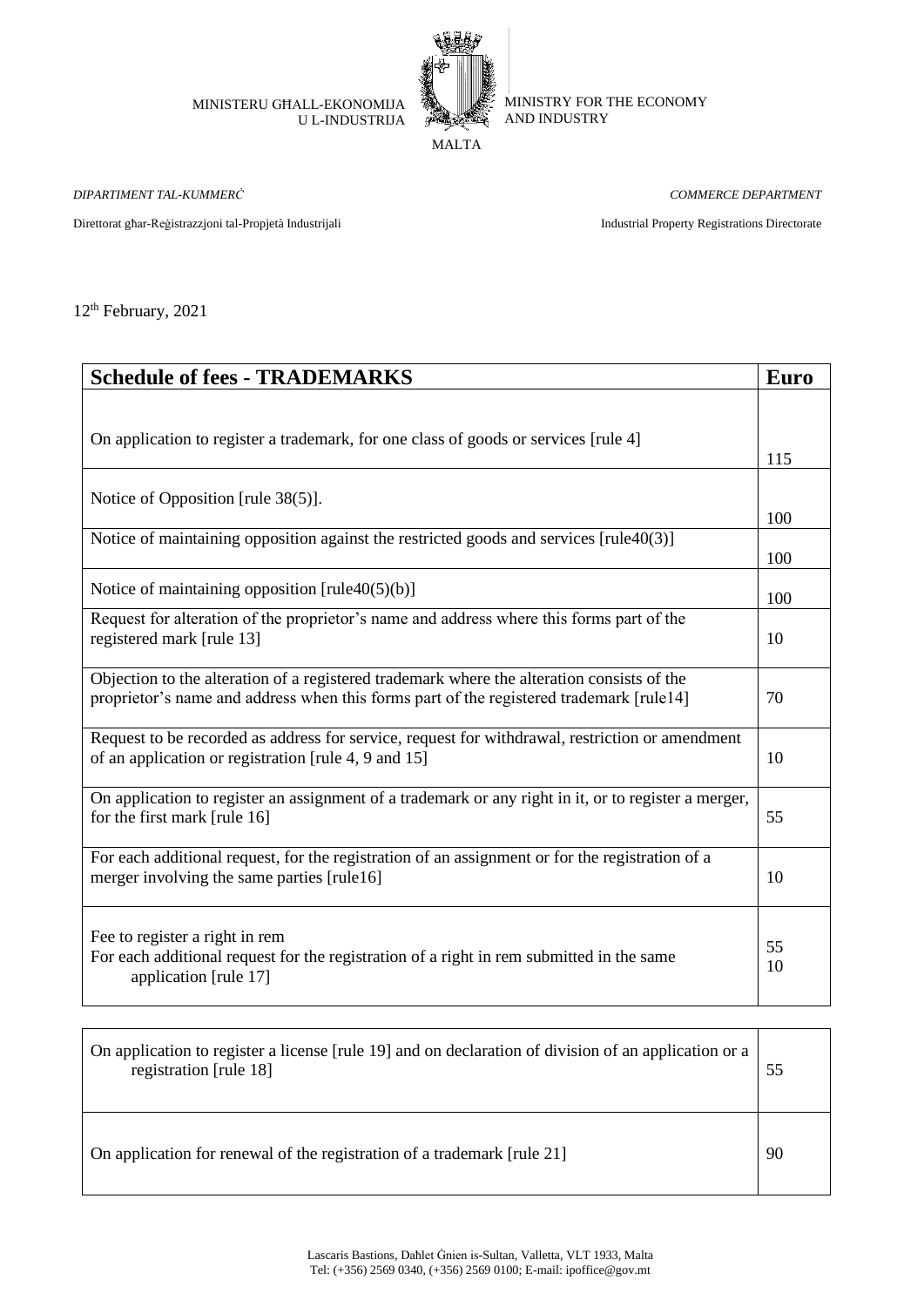MINISTERU GĦALL-EKONOMIJA U L-INDUSTRIJA

MINISTRY FOR THE ECONOMY AND INDUSTRY

MALTA

*DIPARTIMENT TAL-KUMMERĊ*

*COMMERCE DEPARTMENT*

Direttorat għar-Reġistrazzjoni tal-Propjetà Industrijali

Industrial Property Registrations Directorate

12th February, 2021

| **Schedule of fees - TRADEMARKS** | **Euro** |
|---|---|
| On application to register a trademark, for one class of goods or services [rule 4] | 115 |
| Notice of Opposition [rule 38(5)]. | 100 |
| Notice of maintaining opposition against the restricted goods and services [rule40(3)] | 100 |
| Notice of maintaining opposition [rule40(5)(b)] | 100 |
| Request for alteration of the proprietor's name and address where this forms part of the registered mark [rule 13] | 10 |
| Objection to the alteration of a registered trademark where the alteration consists of the proprietor's name and address when this forms part of the registered trademark [rule14] | 70 |
| Request to be recorded as address for service, request for withdrawal, restriction or amendment of an application or registration [rule 4, 9 and 15] | 10 |
| On application to register an assignment of a trademark or any right in it, or to register a merger, for the first mark [rule 16] | 55 |
| For each additional request, for the registration of an assignment or for the registration of a merger involving the same parties [rule16] | 10 |
| Fee to register a right in rem<br>For each additional request for the registration of a right in rem submitted in the same application [rule 17] | 55<br>10 |
| On application to register a license [rule 19] and on declaration of division of an application or a registration [rule 18] | 55 |
| On application for renewal of the registration of a trademark [rule 21] | 90 |

Lascaris Bastions, Daħlet Ġnien is-Sultan, Valletta, VLT 1933, Malta
Tel: (+356) 2569 0340, (+356) 2569 0100; E-mail: ipoffice@gov.mt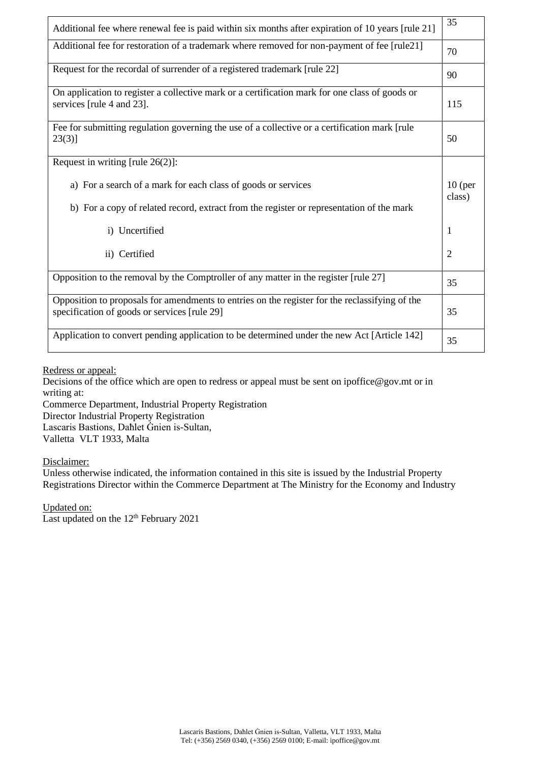| | |
|---|---|
| Additional fee where renewal fee is paid within six months after expiration of 10 years [rule 21] | 35 |
| Additional fee for restoration of a trademark where removed for non-payment of fee [rule21] | 70 |
| Request for the recordal of surrender of a registered trademark [rule 22] | 90 |
| On application to register a collective mark or a certification mark for one class of goods or services [rule 4 and 23]. | 115 |
| Fee for submitting regulation governing the use of a collective or a certification mark [rule 23(3)] | 50 |
| Request in writing [rule 26(2)]: | |
| a) For a search of a mark for each class of goods or services | 10 (per class) |
| b) For a copy of related record, extract from the register or representation of the mark | |
| i) Uncertified | 1 |
| ii) Certified | 2 |
| Opposition to the removal by the Comptroller of any matter in the register [rule 27] | 35 |
| Opposition to proposals for amendments to entries on the register for the reclassifying of the specification of goods or services [rule 29] | 35 |
| Application to convert pending application to be determined under the new Act [Article 142] | 35 |

Redress or appeal:
Decisions of the office which are open to redress or appeal must be sent on ipoffice@gov.mt or in writing at:
Commerce Department, Industrial Property Registration
Director Industrial Property Registration
Lascaris Bastions, Daħlet Ġnien is-Sultan,
Valletta VLT 1933, Malta

Disclaimer:
Unless otherwise indicated, the information contained in this site is issued by the Industrial Property Registrations Director within the Commerce Department at The Ministry for the Economy and Industry

Updated on:
Last updated on the 12th February 2021